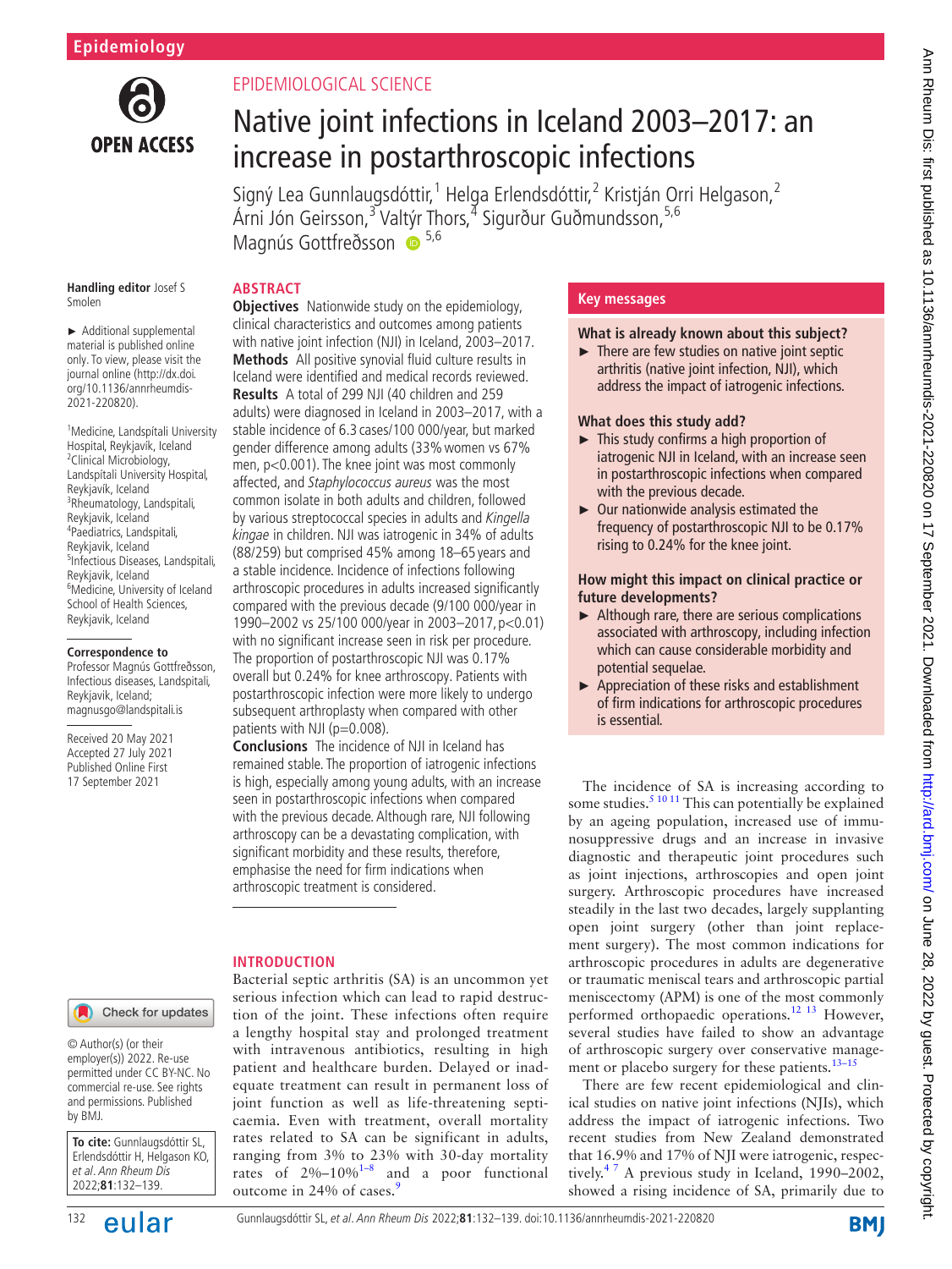Epidemiology

EPIDEMIOLOGICAL SCIENCE

# Native joint infections in Iceland 2003–2017: an increase in postarthroscopic infections

Signý Lea Gunnlaugsdóttir,[1] Helga Erlendsdóttir,[2] Kristján Orri Helgason,[2] Árni Jón Geirsson,[3] Valtýr Thors,[4] Sigurður Guðmundsson,[5,6] Magnús Gottfreðsson [5,6]

Handling editor Josef S Smolen

► Additional supplemental material is published online only. To view, please visit the journal online (http://dx.doi.org/10.1136/annrheumdis-2021-220820).

[1]Medicine, Landspítali University Hospital, Reykjavík, Iceland
[2]Clinical Microbiology, Landspitali University Hospital, Reykjavík, Iceland
[3]Rheumatology, Landspítali, Reykjavík, Iceland
[4]Paediatrics, Landspitali, Reykjavik, Iceland
[5]Infectious Diseases, Landspitali, Reykjavik, Iceland
[6]Medicine, University of Iceland School of Health Sciences, Reykjavik, Iceland

**Correspondence to**
Professor Magnús Gottfreðsson, Infectious diseases, Landspitali, Reykjavik, Iceland; magnusgo@landspitali.is

Received 20 May 2021
Accepted 27 July 2021
Published Online First 17 September 2021

© Author(s) (or their employer(s)) 2022. Re-use permitted under CC BY-NC. No commercial re-use. See rights and permissions. Published by BMJ.

**To cite:** Gunnlaugsdóttir SL, Erlendsdóttir H, Helgason KO, et al. *Ann Rheum Dis* 2022;**81**:132–139.

## ABSTRACT

**Objectives** Nationwide study on the epidemiology, clinical characteristics and outcomes among patients with native joint infection (NJI) in Iceland, 2003–2017.

**Methods** All positive synovial fluid culture results in Iceland were identified and medical records reviewed.

**Results** A total of 299 NJI (40 children and 259 adults) were diagnosed in Iceland in 2003–2017, with a stable incidence of 6.3 cases/100 000/year, but marked gender difference among adults (33% women vs 67% men, p<0.001). The knee joint was most commonly affected, and *Staphylococcus aureus* was the most common isolate in both adults and children, followed by various streptococcal species in adults and *Kingella kingae* in children. NJI was iatrogenic in 34% of adults (88/259) but comprised 45% among 18–65 years and a stable incidence. Incidence of infections following arthroscopic procedures in adults increased significantly compared with the previous decade (9/100 000/year in 1990–2002 vs 25/100 000/year in 2003–2017, p<0.01) with no significant increase seen in risk per procedure. The proportion of postarthroscopic NJI was 0.17% overall but 0.24% for knee arthroscopy. Patients with postarthroscopic infection were more likely to undergo subsequent arthroplasty when compared with other patients with NJI (p=0.008).

**Conclusions** The incidence of NJI in Iceland has remained stable. The proportion of iatrogenic infections is high, especially among young adults, with an increase seen in postarthroscopic infections when compared with the previous decade. Although rare, NJI following arthroscopy can be a devastating complication, with significant morbidity and these results, therefore, emphasise the need for firm indications when arthroscopic treatment is considered.

## Key messages

**What is already known about this subject?**

- There are few studies on native joint septic arthritis (native joint infection, NJI), which address the impact of iatrogenic infections.

**What does this study add?**

- This study confirms a high proportion of iatrogenic NJI in Iceland, with an increase seen in postarthroscopic infections when compared with the previous decade.
- Our nationwide analysis estimated the frequency of postarthroscopic NJI to be 0.17% rising to 0.24% for the knee joint.

**How might this impact on clinical practice or future developments?**

- Although rare, there are serious complications associated with arthroscopy, including infection which can cause considerable morbidity and potential sequelae.
- Appreciation of these risks and establishment of firm indications for arthroscopic procedures is essential.

## INTRODUCTION

Bacterial septic arthritis (SA) is an uncommon yet serious infection which can lead to rapid destruction of the joint. These infections often require a lengthy hospital stay and prolonged treatment with intravenous antibiotics, resulting in high patient and healthcare burden. Delayed or inadequate treatment can result in permanent loss of joint function as well as life-threatening septicaemia. Even with treatment, overall mortality rates related to SA can be significant in adults, ranging from 3% to 23% with 30-day mortality rates of 2%–10%[1–8] and a poor functional outcome in 24% of cases.[9]

The incidence of SA is increasing according to some studies.[5 10 11] This can potentially be explained by an ageing population, increased use of immunosuppressive drugs and an increase in invasive diagnostic and therapeutic joint procedures such as joint injections, arthroscopies and open joint surgery. Arthroscopic procedures have increased steadily in the last two decades, largely supplanting open joint surgery (other than joint replacement surgery). The most common indications for arthroscopic procedures in adults are degenerative or traumatic meniscal tears and arthroscopic partial meniscectomy (APM) is one of the most commonly performed orthopaedic operations.[12 13] However, several studies have failed to show an advantage of arthroscopic surgery over conservative management or placebo surgery for these patients.[13–15]

There are few recent epidemiological and clinical studies on native joint infections (NJIs), which address the impact of iatrogenic infections. Two recent studies from New Zealand demonstrated that 16.9% and 17% of NJI were iatrogenic, respectively.[4 7] A previous study in Iceland, 1990–2002, showed a rising incidence of SA, primarily due to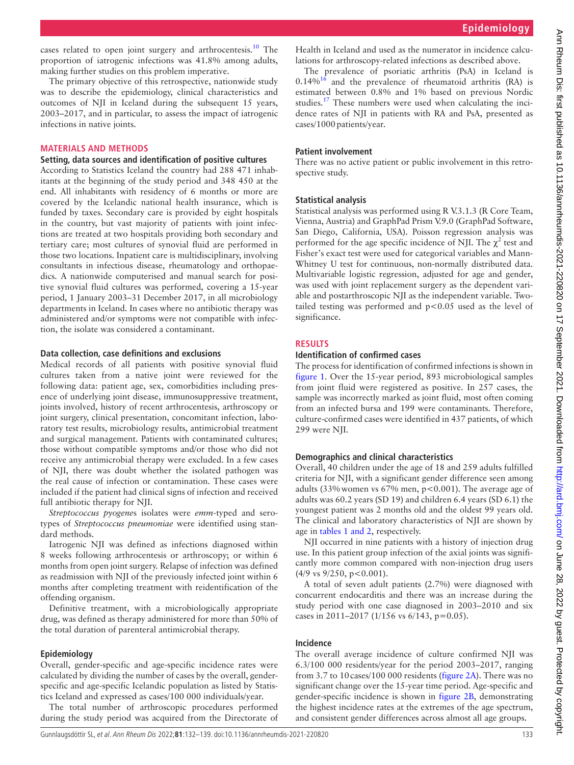cases related to open joint surgery and arthrocentesis.[10] The proportion of iatrogenic infections was 41.8% among adults, making further studies on this problem imperative.

The primary objective of this retrospective, nationwide study was to describe the epidemiology, clinical characteristics and outcomes of NJI in Iceland during the subsequent 15 years, 2003–2017, and in particular, to assess the impact of iatrogenic infections in native joints.

## MATERIALS AND METHODS

### Setting, data sources and identification of positive cultures

According to Statistics Iceland the country had 288 471 inhabitants at the beginning of the study period and 348 450 at the end. All inhabitants with residency of 6 months or more are covered by the Icelandic national health insurance, which is funded by taxes. Secondary care is provided by eight hospitals in the country, but vast majority of patients with joint infections are treated at two hospitals providing both secondary and tertiary care; most cultures of synovial fluid are performed in those two locations. Inpatient care is multidisciplinary, involving consultants in infectious disease, rheumatology and orthopaedics. A nationwide computerised and manual search for positive synovial fluid cultures was performed, covering a 15-year period, 1 January 2003–31 December 2017, in all microbiology departments in Iceland. In cases where no antibiotic therapy was administered and/or symptoms were not compatible with infection, the isolate was considered a contaminant.

### Data collection, case definitions and exclusions

Medical records of all patients with positive synovial fluid cultures taken from a native joint were reviewed for the following data: patient age, sex, comorbidities including presence of underlying joint disease, immunosuppressive treatment, joints involved, history of recent arthrocentesis, arthroscopy or joint surgery, clinical presentation, concomitant infection, laboratory test results, microbiology results, antimicrobial treatment and surgical management. Patients with contaminated cultures; those without compatible symptoms and/or those who did not receive any antimicrobial therapy were excluded. In a few cases of NJI, there was doubt whether the isolated pathogen was the real cause of infection or contamination. These cases were included if the patient had clinical signs of infection and received full antibiotic therapy for NJI.

*Streptococcus pyogenes* isolates were *emm*-typed and serotypes of *Streptococcus pneumoniae* were identified using standard methods.

Iatrogenic NJI was defined as infections diagnosed within 8 weeks following arthrocentesis or arthroscopy; or within 6 months from open joint surgery. Relapse of infection was defined as readmission with NJI of the previously infected joint within 6 months after completing treatment with reidentification of the offending organism.

Definitive treatment, with a microbiologically appropriate drug, was defined as therapy administered for more than 50% of the total duration of parenteral antimicrobial therapy.

### Epidemiology

Overall, gender-specific and age-specific incidence rates were calculated by dividing the number of cases by the overall, gender-specific and age-specific Icelandic population as listed by Statistics Iceland and expressed as cases/100 000 individuals/year.

The total number of arthroscopic procedures performed during the study period was acquired from the Directorate of Health in Iceland and used as the numerator in incidence calculations for arthroscopy-related infections as described above.

The prevalence of psoriatic arthritis (PsA) in Iceland is 0.14%[16] and the prevalence of rheumatoid arthritis (RA) is estimated between 0.8% and 1% based on previous Nordic studies.[17] These numbers were used when calculating the incidence rates of NJI in patients with RA and PsA, presented as cases/1000 patients/year.

### Patient involvement

There was no active patient or public involvement in this retrospective study.

### Statistical analysis

Statistical analysis was performed using R V.3.1.3 (R Core Team, Vienna, Austria) and GraphPad Prism V.9.0 (GraphPad Software, San Diego, California, USA). Poisson regression analysis was performed for the age specific incidence of NJI. The $\chi^2$ test and Fisher's exact test were used for categorical variables and Mann-Whitney U test for continuous, non-normally distributed data. Multivariable logistic regression, adjusted for age and gender, was used with joint replacement surgery as the dependent variable and postarthroscopic NJI as the independent variable. Two-tailed testing was performed and $p<0.05$ used as the level of significance.

## RESULTS

### Identification of confirmed cases

The process for identification of confirmed infections is shown in figure 1. Over the 15-year period, 893 microbiological samples from joint fluid were registered as positive. In 257 cases, the sample was incorrectly marked as joint fluid, most often coming from an infected bursa and 199 were contaminants. Therefore, culture-confirmed cases were identified in 437 patients, of which 299 were NJI.

### Demographics and clinical characteristics

Overall, 40 children under the age of 18 and 259 adults fulfilled criteria for NJI, with a significant gender difference seen among adults (33% women vs 67% men, $p<0.001$). The average age of adults was 60.2 years (SD 19) and children 6.4 years (SD 6.1) the youngest patient was 2 months old and the oldest 99 years old. The clinical and laboratory characteristics of NJI are shown by age in tables 1 and 2, respectively.

NJI occurred in nine patients with a history of injection drug use. In this patient group infection of the axial joints was significantly more common compared with non-injection drug users (4/9 vs 9/250, $p<0.001$).

A total of seven adult patients (2.7%) were diagnosed with concurrent endocarditis and there was an increase during the study period with one case diagnosed in 2003–2010 and six cases in 2011–2017 (1/156 vs 6/143, $p=0.05$).

### Incidence

The overall average incidence of culture confirmed NJI was 6.3/100 000 residents/year for the period 2003–2017, ranging from 3.7 to 10 cases/100 000 residents (figure 2A). There was no significant change over the 15-year time period. Age-specific and gender-specific incidence is shown in figure 2B, demonstrating the highest incidence rates at the extremes of the age spectrum, and consistent gender differences across almost all age groups.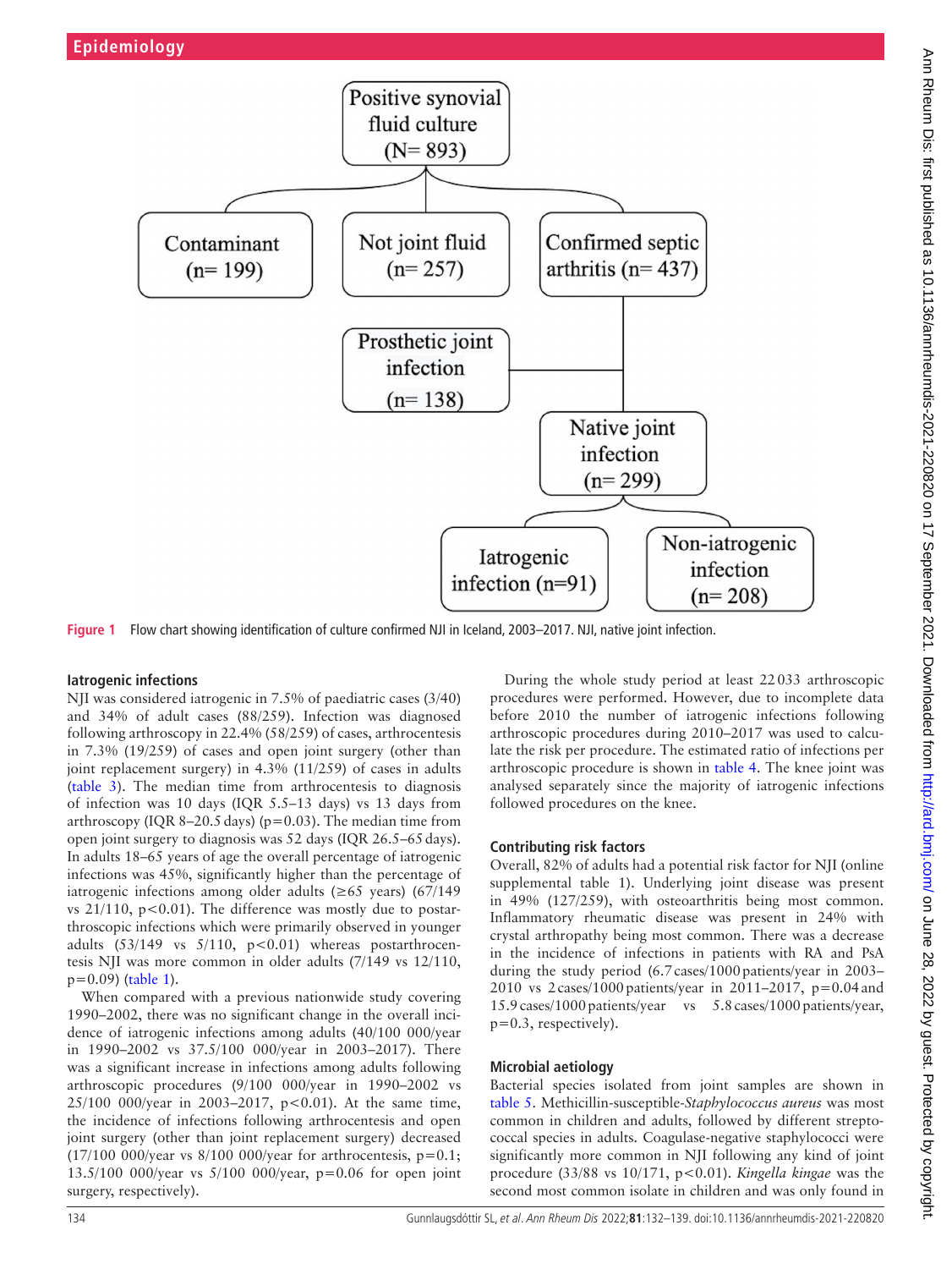Positive synovial fluid culture (N= 893)

Contaminant (n= 199)

Not joint fluid (n= 257)

Confirmed septic arthritis (n= 437)

Prosthetic joint infection (n= 138)

Native joint infection (n= 299)

Iatrogenic infection (n=91)

Non-iatrogenic infection (n= 208)

**Figure 1** Flow chart showing identification of culture confirmed NJI in Iceland, 2003–2017. NJI, native joint infection.

### Iatrogenic infections

NJI was considered iatrogenic in 7.5% of paediatric cases (3/40) and 34% of adult cases (88/259). Infection was diagnosed following arthroscopy in 22.4% (58/259) of cases, arthrocentesis in 7.3% (19/259) of cases and open joint surgery (other than joint replacement surgery) in 4.3% (11/259) of cases in adults (table 3). The median time from arthrocentesis to diagnosis of infection was 10 days (IQR 5.5–13 days) vs 13 days from arthroscopy (IQR 8–20.5 days) ($p=0.03$). The median time from open joint surgery to diagnosis was 52 days (IQR 26.5–65 days). In adults 18–65 years of age the overall percentage of iatrogenic infections was 45%, significantly higher than the percentage of iatrogenic infections among older adults (≥65 years) (67/149 vs 21/110, $p<0.01$). The difference was mostly due to postarthroscopic infections which were primarily observed in younger adults (53/149 vs 5/110, $p<0.01$) whereas postarthrocentesis NJI was more common in older adults (7/149 vs 12/110, $p=0.09$) (table 1).

When compared with a previous nationwide study covering 1990–2002, there was no significant change in the overall incidence of iatrogenic infections among adults (40/100 000/year in 1990–2002 vs 37.5/100 000/year in 2003–2017). There was a significant increase in infections among adults following arthroscopic procedures (9/100 000/year in 1990–2002 vs 25/100 000/year in 2003–2017, $p<0.01$). At the same time, the incidence of infections following arthrocentesis and open joint surgery (other than joint replacement surgery) decreased (17/100 000/year vs 8/100 000/year for arthrocentesis, $p=0.1$; 13.5/100 000/year vs 5/100 000/year, $p=0.06$ for open joint surgery, respectively).

During the whole study period at least 22 033 arthroscopic procedures were performed. However, due to incomplete data before 2010 the number of iatrogenic infections following arthroscopic procedures during 2010–2017 was used to calculate the risk per procedure. The estimated ratio of infections per arthroscopic procedure is shown in table 4. The knee joint was analysed separately since the majority of iatrogenic infections followed procedures on the knee.

### Contributing risk factors

Overall, 82% of adults had a potential risk factor for NJI (online supplemental table 1). Underlying joint disease was present in 49% (127/259), with osteoarthritis being most common. Inflammatory rheumatic disease was present in 24% with crystal arthropathy being most common. There was a decrease in the incidence of infections in patients with RA and PsA during the study period (6.7 cases/1000 patients/year in 2003–2010 vs 2 cases/1000 patients/year in 2011–2017, $p=0.04$ and 15.9 cases/1000 patients/year vs 5.8 cases/1000 patients/year, $p=0.3$, respectively).

### Microbial aetiology

Bacterial species isolated from joint samples are shown in table 5. Methicillin-susceptible-*Staphylococcus aureus* was most common in children and adults, followed by different streptococcal species in adults. Coagulase-negative staphylococci were significantly more common in NJI following any kind of joint procedure (33/88 vs 10/171, $p<0.01$). *Kingella kingae* was the second most common isolate in children and was only found in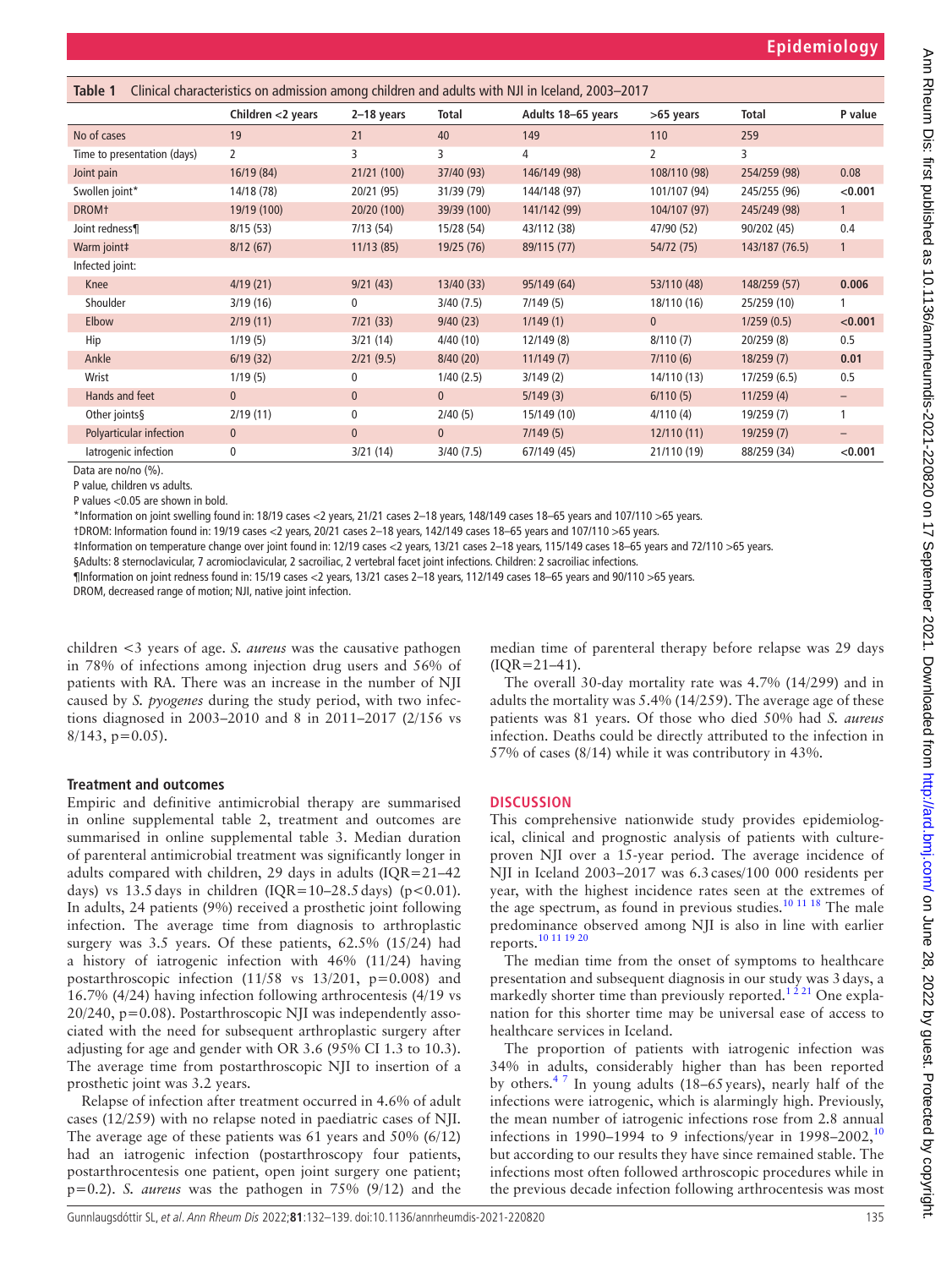**Table 1** Clinical characteristics on admission among children and adults with NJI in Iceland, 2003–2017

| | Children <2 years | 2–18 years | Total | Adults 18–65 years | >65 years | Total | P value |
|---|---|---|---|---|---|---|---|
| No of cases | 19 | 21 | 40 | 149 | 110 | 259 | |
| Time to presentation (days) | 2 | 3 | 3 | 4 | 2 | 3 | |
| Joint pain | 16/19 (84) | 21/21 (100) | 37/40 (93) | 146/149 (98) | 108/110 (98) | 254/259 (98) | 0.08 |
| Swollen joint* | 14/18 (78) | 20/21 (95) | 31/39 (79) | 144/148 (97) | 101/107 (94) | 245/255 (96) | **<0.001** |
| DROM† | 19/19 (100) | 20/20 (100) | 39/39 (100) | 141/142 (99) | 104/107 (97) | 245/249 (98) | 1 |
| Joint redness¶ | 8/15 (53) | 7/13 (54) | 15/28 (54) | 43/112 (38) | 47/90 (52) | 90/202 (45) | 0.4 |
| Warm joint‡ | 8/12 (67) | 11/13 (85) | 19/25 (76) | 89/115 (77) | 54/72 (75) | 143/187 (76.5) | 1 |
| Infected joint: | | | | | | | |
| Knee | 4/19 (21) | 9/21 (43) | 13/40 (33) | 95/149 (64) | 53/110 (48) | 148/259 (57) | **0.006** |
| Shoulder | 3/19 (16) | 0 | 3/40 (7.5) | 7/149 (5) | 18/110 (16) | 25/259 (10) | 1 |
| Elbow | 2/19 (11) | 7/21 (33) | 9/40 (23) | 1/149 (1) | 0 | 1/259 (0.5) | **<0.001** |
| Hip | 1/19 (5) | 3/21 (14) | 4/40 (10) | 12/149 (8) | 8/110 (7) | 20/259 (8) | 0.5 |
| Ankle | 6/19 (32) | 2/21 (9.5) | 8/40 (20) | 11/149 (7) | 7/110 (6) | 18/259 (7) | **0.01** |
| Wrist | 1/19 (5) | 0 | 1/40 (2.5) | 3/149 (2) | 14/110 (13) | 17/259 (6.5) | 0.5 |
| Hands and feet | 0 | 0 | 0 | 5/149 (3) | 6/110 (5) | 11/259 (4) | – |
| Other joints§ | 2/19 (11) | 0 | 2/40 (5) | 15/149 (10) | 4/110 (4) | 19/259 (7) | 1 |
| Polyarticular infection | 0 | 0 | 0 | 7/149 (5) | 12/110 (11) | 19/259 (7) | – |
| Iatrogenic infection | 0 | 3/21 (14) | 3/40 (7.5) | 67/149 (45) | 21/110 (19) | 88/259 (34) | **<0.001** |

Data are no/no (%).
P value, children vs adults.
P values <0.05 are shown in bold.
*Information on joint swelling found in: 18/19 cases <2 years, 21/21 cases 2–18 years, 148/149 cases 18–65 years and 107/110 >65 years.
†DROM: Information found in: 19/19 cases <2 years, 20/21 cases 2–18 years, 142/149 cases 18–65 years and 107/110 >65 years.
‡Information on temperature change over joint found in: 12/19 cases <2 years, 13/21 cases 2–18 years, 115/149 cases 18–65 years and 72/110 >65 years.
§Adults: 8 sternoclavicular, 7 acromioclavicular, 2 sacroiliac, 2 vertebral facet joint infections. Children: 2 sacroiliac infections.
¶Information on joint redness found in: 15/19 cases <2 years, 13/21 cases 2–18 years, 112/149 cases 18–65 years and 90/110 >65 years.
DROM, decreased range of motion; NJI, native joint infection.

children <3 years of age. *S. aureus* was the causative pathogen in 78% of infections among injection drug users and 56% of patients with RA. There was an increase in the number of NJI caused by *S. pyogenes* during the study period, with two infections diagnosed in 2003–2010 and 8 in 2011–2017 (2/156 vs 8/143, p=0.05).

### Treatment and outcomes

Empiric and definitive antimicrobial therapy are summarised in online supplemental table 2, treatment and outcomes are summarised in online supplemental table 3. Median duration of parenteral antimicrobial treatment was significantly longer in adults compared with children, 29 days in adults (IQR=21–42 days) vs 13.5 days in children (IQR=10–28.5 days) (p<0.01). In adults, 24 patients (9%) received a prosthetic joint following infection. The average time from diagnosis to arthroplastic surgery was 3.5 years. Of these patients, 62.5% (15/24) had a history of iatrogenic infection with 46% (11/24) having postarthroscopic infection (11/58 vs 13/201, p=0.008) and 16.7% (4/24) having infection following arthrocentesis (4/19 vs 20/240, p=0.08). Postarthroscopic NJI was independently associated with the need for subsequent arthroplastic surgery after adjusting for age and gender with OR 3.6 (95% CI 1.3 to 10.3). The average time from postarthroscopic NJI to insertion of a prosthetic joint was 3.2 years.

Relapse of infection after treatment occurred in 4.6% of adult cases (12/259) with no relapse noted in paediatric cases of NJI. The average age of these patients was 61 years and 50% (6/12) had an iatrogenic infection (postarthroscopy four patients, postarthrocentesis one patient, open joint surgery one patient; p=0.2). *S. aureus* was the pathogen in 75% (9/12) and the median time of parenteral therapy before relapse was 29 days (IQR=21–41).

The overall 30-day mortality rate was 4.7% (14/299) and in adults the mortality was 5.4% (14/259). The average age of these patients was 81 years. Of those who died 50% had *S. aureus* infection. Deaths could be directly attributed to the infection in 57% of cases (8/14) while it was contributory in 43%.

## DISCUSSION

This comprehensive nationwide study provides epidemiological, clinical and prognostic analysis of patients with culture-proven NJI over a 15-year period. The average incidence of NJI in Iceland 2003–2017 was 6.3 cases/100 000 residents per year, with the highest incidence rates seen at the extremes of the age spectrum, as found in previous studies.[10 11 18] The male predominance observed among NJI is also in line with earlier reports.[10 11 19 20]

The median time from the onset of symptoms to healthcare presentation and subsequent diagnosis in our study was 3 days, a markedly shorter time than previously reported.[1 2 21] One explanation for this shorter time may be universal ease of access to healthcare services in Iceland.

The proportion of patients with iatrogenic infection was 34% in adults, considerably higher than has been reported by others.[4 7] In young adults (18–65 years), nearly half of the infections were iatrogenic, which is alarmingly high. Previously, the mean number of iatrogenic infections rose from 2.8 annual infections in 1990–1994 to 9 infections/year in 1998–2002,[10] but according to our results they have since remained stable. The infections most often followed arthroscopic procedures while in the previous decade infection following arthrocentesis was most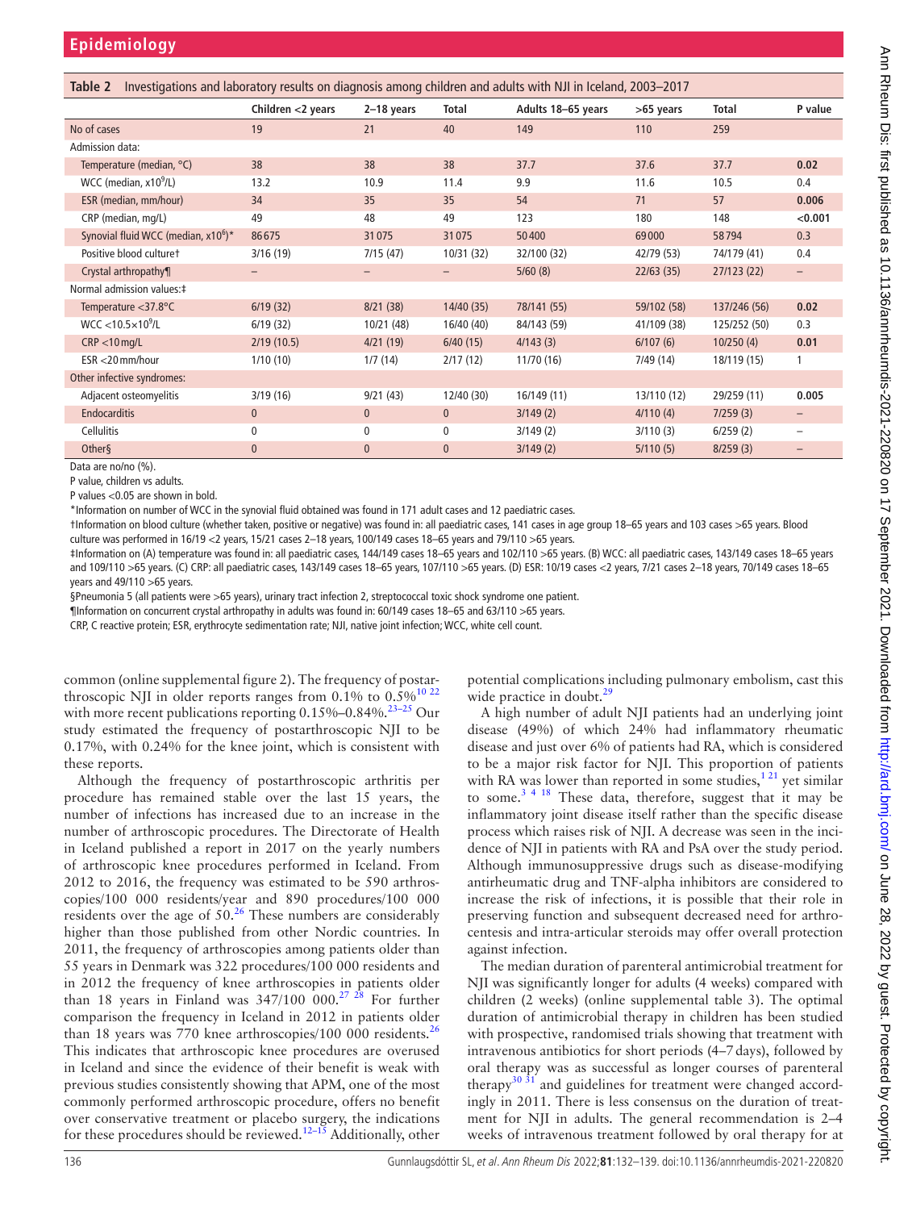**Table 2** Investigations and laboratory results on diagnosis among children and adults with NJI in Iceland, 2003–2017

| | Children <2 years | 2–18 years | Total | Adults 18–65 years | >65 years | Total | P value |
|---|---|---|---|---|---|---|---|
| No of cases | 19 | 21 | 40 | 149 | 110 | 259 | |
| Admission data: | | | | | | | |
| Temperature (median, °C) | 38 | 38 | 38 | 37.7 | 37.6 | 37.7 | **0.02** |
| WCC (median, $x10^9$/L) | 13.2 | 10.9 | 11.4 | 9.9 | 11.6 | 10.5 | 0.4 |
| ESR (median, mm/hour) | 34 | 35 | 35 | 54 | 71 | 57 | **0.006** |
| CRP (median, mg/L) | 49 | 48 | 49 | 123 | 180 | 148 | **<0.001** |
| Synovial fluid WCC (median, $x10^6$)* | 86675 | 31075 | 31075 | 50400 | 69000 | 58794 | 0.3 |
| Positive blood culture† | 3/16 (19) | 7/15 (47) | 10/31 (32) | 32/100 (32) | 42/79 (53) | 74/179 (41) | 0.4 |
| Crystal arthropathy¶ | – | – | – | 5/60 (8) | 22/63 (35) | 27/123 (22) | – |
| Normal admission values:‡ | | | | | | | |
| Temperature <37.8°C | 6/19 (32) | 8/21 (38) | 14/40 (35) | 78/141 (55) | 59/102 (58) | 137/246 (56) | **0.02** |
| WCC <10.5×$10^9$/L | 6/19 (32) | 10/21 (48) | 16/40 (40) | 84/143 (59) | 41/109 (38) | 125/252 (50) | 0.3 |
| CRP <10 mg/L | 2/19 (10.5) | 4/21 (19) | 6/40 (15) | 4/143 (3) | 6/107 (6) | 10/250 (4) | **0.01** |
| ESR <20 mm/hour | 1/10 (10) | 1/7 (14) | 2/17 (12) | 11/70 (16) | 7/49 (14) | 18/119 (15) | 1 |
| Other infective syndromes: | | | | | | | |
| Adjacent osteomyelitis | 3/19 (16) | 9/21 (43) | 12/40 (30) | 16/149 (11) | 13/110 (12) | 29/259 (11) | **0.005** |
| Endocarditis | 0 | 0 | 0 | 3/149 (2) | 4/110 (4) | 7/259 (3) | – |
| Cellulitis | 0 | 0 | 0 | 3/149 (2) | 3/110 (3) | 6/259 (2) | – |
| Other§ | 0 | 0 | 0 | 3/149 (2) | 5/110 (5) | 8/259 (3) | – |

Data are no/no (%).

P value, children vs adults.

P values <0.05 are shown in bold.

*Information on number of WCC in the synovial fluid obtained was found in 171 adult cases and 12 paediatric cases.

†Information on blood culture (whether taken, positive or negative) was found in: all paediatric cases, 141 cases in age group 18–65 years and 103 cases >65 years. Blood culture was performed in 16/19 <2 years, 15/21 cases 2–18 years, 100/149 cases 18–65 years and 79/110 >65 years.

‡Information on (A) temperature was found in: all paediatric cases, 144/149 cases 18–65 years and 102/110 >65 years. (B) WCC: all paediatric cases, 143/149 cases 18–65 years and 109/110 >65 years. (C) CRP: all paediatric cases, 143/149 cases 18–65 years, 107/110 >65 years. (D) ESR: 10/19 cases <2 years, 7/21 cases 2–18 years, 70/149 cases 18–65 years and 49/110 >65 years.

§Pneumonia 5 (all patients were >65 years), urinary tract infection 2, streptococcal toxic shock syndrome one patient.

¶Information on concurrent crystal arthropathy in adults was found in: 60/149 cases 18–65 and 63/110 >65 years.

CRP, C reactive protein; ESR, erythrocyte sedimentation rate; NJI, native joint infection; WCC, white cell count.

common (online supplemental figure 2). The frequency of postarthroscopic NJI in older reports ranges from 0.1% to 0.5%[10 22] with more recent publications reporting 0.15%–0.84%.[23–25] Our study estimated the frequency of postarthroscopic NJI to be 0.17%, with 0.24% for the knee joint, which is consistent with these reports.

Although the frequency of postarthroscopic arthritis per procedure has remained stable over the last 15 years, the number of infections has increased due to an increase in the number of arthroscopic procedures. The Directorate of Health in Iceland published a report in 2017 on the yearly numbers of arthroscopic knee procedures performed in Iceland. From 2012 to 2016, the frequency was estimated to be 590 arthroscopies/100 000 residents/year and 890 procedures/100 000 residents over the age of 50.[26] These numbers are considerably higher than those published from other Nordic countries. In 2011, the frequency of arthroscopies among patients older than 55 years in Denmark was 322 procedures/100 000 residents and in 2012 the frequency of knee arthroscopies in patients older than 18 years in Finland was 347/100 000.[27 28] For further comparison the frequency in Iceland in 2012 in patients older than 18 years was 770 knee arthroscopies/100 000 residents.[26] This indicates that arthroscopic knee procedures are overused in Iceland and since the evidence of their benefit is weak with previous studies consistently showing that APM, one of the most commonly performed arthroscopic procedure, offers no benefit over conservative treatment or placebo surgery, the indications for these procedures should be reviewed.[12–15] Additionally, other potential complications including pulmonary embolism, cast this wide practice in doubt.[29]

A high number of adult NJI patients had an underlying joint disease (49%) of which 24% had inflammatory rheumatic disease and just over 6% of patients had RA, which is considered to be a major risk factor for NJI. This proportion of patients with RA was lower than reported in some studies,[1 21] yet similar to some.[3 4 18] These data, therefore, suggest that it may be inflammatory joint disease itself rather than the specific disease process which raises risk of NJI. A decrease was seen in the incidence of NJI in patients with RA and PsA over the study period. Although immunosuppressive drugs such as disease-modifying antirheumatic drug and TNF-alpha inhibitors are considered to increase the risk of infections, it is possible that their role in preserving function and subsequent decreased need for arthrocentesis and intra-articular steroids may offer overall protection against infection.

The median duration of parenteral antimicrobial treatment for NJI was significantly longer for adults (4 weeks) compared with children (2 weeks) (online supplemental table 3). The optimal duration of antimicrobial therapy in children has been studied with prospective, randomised trials showing that treatment with intravenous antibiotics for short periods (4–7 days), followed by oral therapy was as successful as longer courses of parenteral therapy[30 31] and guidelines for treatment were changed accordingly in 2011. There is less consensus on the duration of treatment for NJI in adults. The general recommendation is 2–4 weeks of intravenous treatment followed by oral therapy for at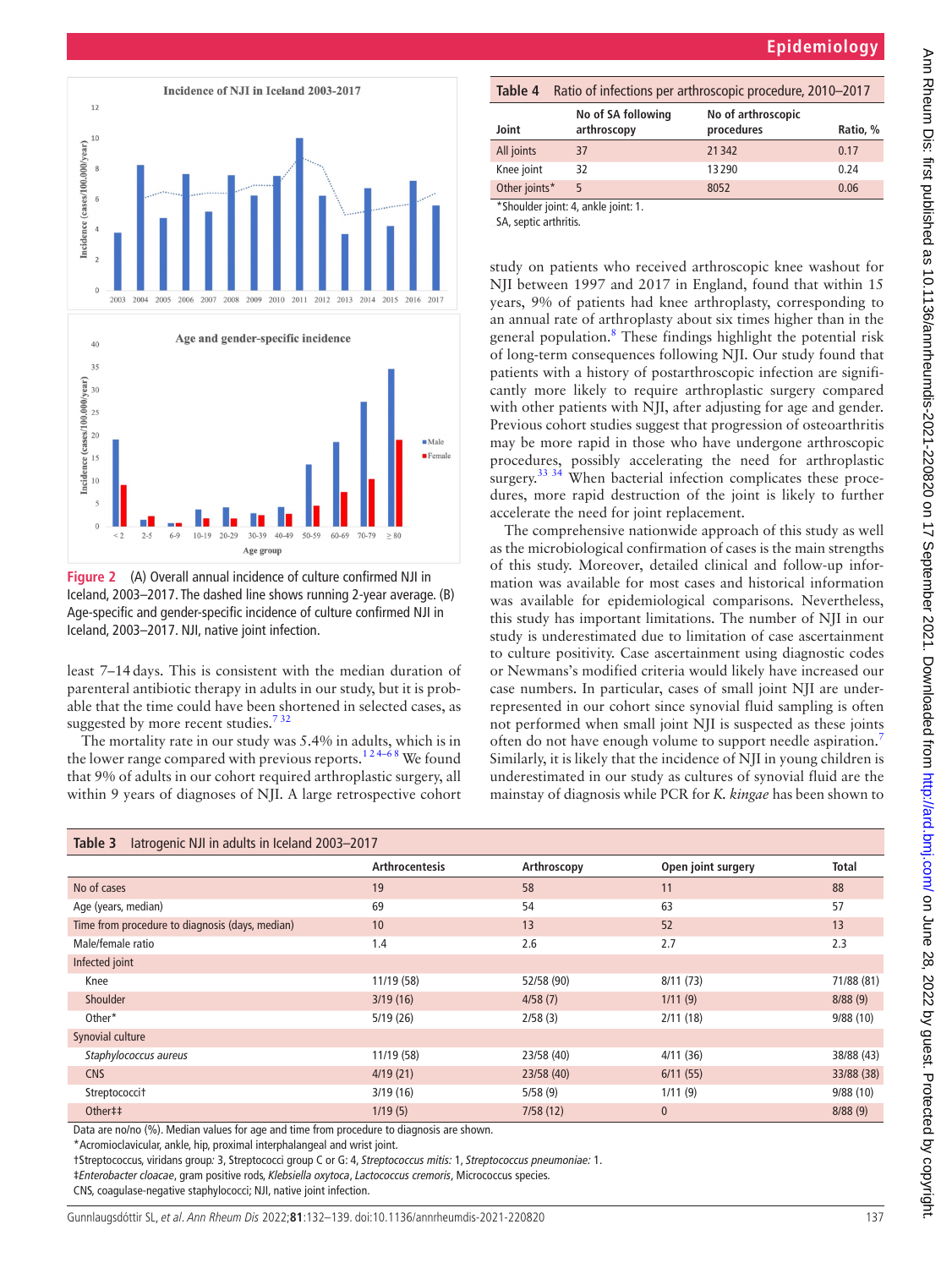Figure 2 (A) Overall annual incidence of culture confirmed NJI in Iceland, 2003–2017. The dashed line shows running 2-year average. (B) Age-specific and gender-specific incidence of culture confirmed NJI in Iceland, 2003–2017. NJI, native joint infection.

least 7–14 days. This is consistent with the median duration of parenteral antibiotic therapy in adults in our study, but it is probable that the time could have been shortened in selected cases, as suggested by more recent studies.[7 32]

The mortality rate in our study was 5.4% in adults, which is in the lower range compared with previous reports.[1 2 4–6 8] We found that 9% of adults in our cohort required arthroplastic surgery, all within 9 years of diagnoses of NJI. A large retrospective cohort study on patients who received arthroscopic knee washout for NJI between 1997 and 2017 in England, found that within 15 years, 9% of patients had knee arthroplasty, corresponding to an annual rate of arthroplasty about six times higher than in the general population.[8] These findings highlight the potential risk of long-term consequences following NJI. Our study found that patients with a history of postarthroscopic infection are significantly more likely to require arthroplastic surgery compared with other patients with NJI, after adjusting for age and gender. Previous cohort studies suggest that progression of osteoarthritis may be more rapid in those who have undergone arthroscopic procedures, possibly accelerating the need for arthroplastic surgery.[33 34] When bacterial infection complicates these procedures, more rapid destruction of the joint is likely to further accelerate the need for joint replacement.

The comprehensive nationwide approach of this study as well as the microbiological confirmation of cases is the main strengths of this study. Moreover, detailed clinical and follow-up information was available for most cases and historical information was available for epidemiological comparisons. Nevertheless, this study has important limitations. The number of NJI in our study is underestimated due to limitation of case ascertainment to culture positivity. Case ascertainment using diagnostic codes or Newmans's modified criteria would likely have increased our case numbers. In particular, cases of small joint NJI are underrepresented in our cohort since synovial fluid sampling is often not performed when small joint NJI is suspected as these joints often do not have enough volume to support needle aspiration.[7] Similarly, it is likely that the incidence of NJI in young children is underestimated in our study as cultures of synovial fluid are the mainstay of diagnosis while PCR for *K. kingae* has been shown to

**Table 4** Ratio of infections per arthroscopic procedure, 2010–2017

| Joint | No of SA following arthroscopy | No of arthroscopic procedures | Ratio, % |
|---|---|---|---|
| All joints | 37 | 21 342 | 0.17 |
| Knee joint | 32 | 13 290 | 0.24 |
| Other joints* | 5 | 8052 | 0.06 |

*Shoulder joint: 4, ankle joint: 1.
SA, septic arthritis.

**Table 3** Iatrogenic NJI in adults in Iceland 2003–2017

| | Arthrocentesis | Arthroscopy | Open joint surgery | Total |
|---|---|---|---|---|
| No of cases | 19 | 58 | 11 | 88 |
| Age (years, median) | 69 | 54 | 63 | 57 |
| Time from procedure to diagnosis (days, median) | 10 | 13 | 52 | 13 |
| Male/female ratio | 1.4 | 2.6 | 2.7 | 2.3 |
| Infected joint | | | | |
| Knee | 11/19 (58) | 52/58 (90) | 8/11 (73) | 71/88 (81) |
| Shoulder | 3/19 (16) | 4/58 (7) | 1/11 (9) | 8/88 (9) |
| Other* | 5/19 (26) | 2/58 (3) | 2/11 (18) | 9/88 (10) |
| Synovial culture | | | | |
| *Staphylococcus aureus* | 11/19 (58) | 23/58 (40) | 4/11 (36) | 38/88 (43) |
| CNS | 4/19 (21) | 23/58 (40) | 6/11 (55) | 33/88 (38) |
| Streptococci† | 3/19 (16) | 5/58 (9) | 1/11 (9) | 9/88 (10) |
| Other‡‡ | 1/19 (5) | 7/58 (12) | 0 | 8/88 (9) |

Data are no/no (%). Median values for age and time from procedure to diagnosis are shown.
*Acromioclavicular, ankle, hip, proximal interphalangeal and wrist joint.
†Streptococcus, viridans group: 3, Streptococci group C or G: 4, *Streptococcus mitis:* 1, *Streptococcus pneumoniae:* 1.
‡*Enterobacter cloacae*, gram positive rods, *Klebsiella oxytoca*, *Lactococcus cremoris*, Micrococcus species.
CNS, coagulase-negative staphylococci; NJI, native joint infection.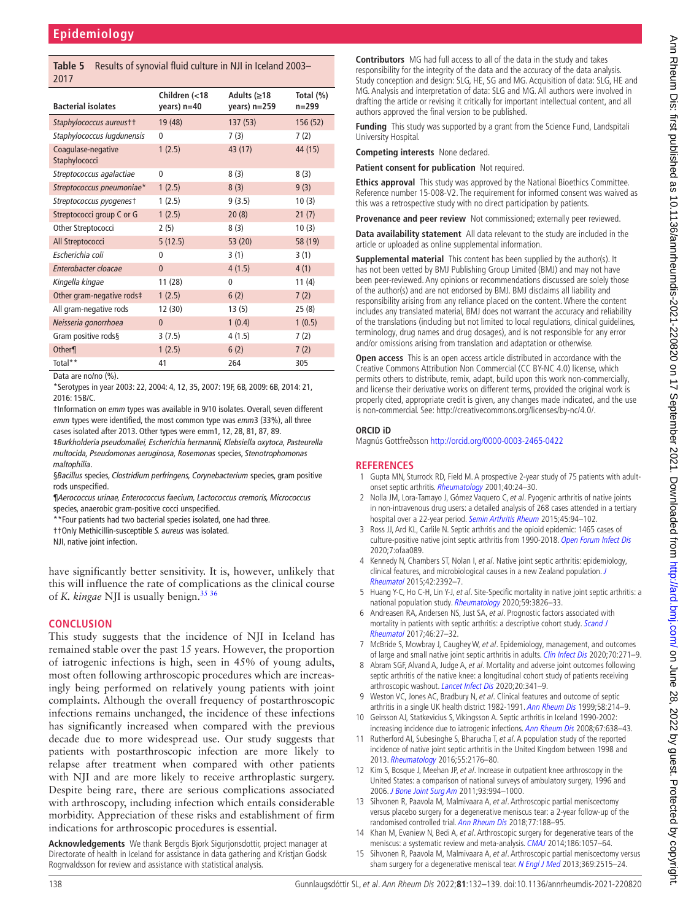**Table 5** Results of synovial fluid culture in NJI in Iceland 2003–2017

| Bacterial isolates | Children (<18 years) n=40 | Adults (≥18 years) n=259 | Total (%) n=299 |
|---|---|---|---|
| *Staphylococcus aureus*†† | 19 (48) | 137 (53) | 156 (52) |
| *Staphylococcus lugdunensis* | 0 | 7 (3) | 7 (2) |
| Coagulase-negative Staphylococci | 1 (2.5) | 43 (17) | 44 (15) |
| *Streptococcus agalactiae* | 0 | 8 (3) | 8 (3) |
| *Streptococcus pneumoniae** | 1 (2.5) | 8 (3) | 9 (3) |
| *Streptococcus pyogenes*† | 1 (2.5) | 9 (3.5) | 10 (3) |
| Streptococci group C or G | 1 (2.5) | 20 (8) | 21 (7) |
| Other Streptococci | 2 (5) | 8 (3) | 10 (3) |
| All Streptococci | 5 (12.5) | 53 (20) | 58 (19) |
| *Escherichia coli* | 0 | 3 (1) | 3 (1) |
| *Enterobacter cloacae* | 0 | 4 (1.5) | 4 (1) |
| *Kingella kingae* | 11 (28) | 0 | 11 (4) |
| Other gram-negative rods‡ | 1 (2.5) | 6 (2) | 7 (2) |
| All gram-negative rods | 12 (30) | 13 (5) | 25 (8) |
| *Neisseria gonorrhoea* | 0 | 1 (0.4) | 1 (0.5) |
| Gram positive rods§ | 3 (7.5) | 4 (1.5) | 7 (2) |
| Other¶ | 1 (2.5) | 6 (2) | 7 (2) |
| Total** | 41 | 264 | 305 |

Data are no/no (%).

*Serotypes in year 2003: 22, 2004: 4, 12, 35, 2007: 19F, 6B, 2009: 6B, 2014: 21, 2016: 15B/C.

†Information on *emm* types was available in 9/10 isolates. Overall, seven different *emm* types were identified, the most common type was *emm*3 (33%), all three cases isolated after 2013. Other types were emm1, 12, 28, 81, 87, 89.

‡*Burkholderia pseudomallei, Escherichia hermannii, Klebsiella oxytoca, Pasteurella multocida, Pseudomonas aeruginosa, Rosemonas* species, *Stenotrophomonas maltophilia*.

§*Bacillus* species, *Clostridium perfringens, Corynebacterium* species, gram positive rods unspecified.

¶*Aerococcus urinae, Enterococcus faecium, Lactococcus cremoris, Micrococcus* species, anaerobic gram-positive cocci unspecified.

**Four patients had two bacterial species isolated, one had three.

††Only Methicillin-susceptible *S. aureus* was isolated.

NJI, native joint infection.

have significantly better sensitivity. It is, however, unlikely that this will influence the rate of complications as the clinical course of *K. kingae* NJI is usually benign.[35 36]

## CONCLUSION

This study suggests that the incidence of NJI in Iceland has remained stable over the past 15 years. However, the proportion of iatrogenic infections is high, seen in 45% of young adults, most often following arthroscopic procedures which are increasingly being performed on relatively young patients with joint complaints. Although the overall frequency of postarthroscopic infections remains unchanged, the incidence of these infections has significantly increased when compared with the previous decade due to more widespread use. Our study suggests that patients with postarthroscopic infection are more likely to relapse after treatment when compared with other patients with NJI and are more likely to receive arthroplastic surgery. Despite being rare, there are serious complications associated with arthroscopy, including infection which entails considerable morbidity. Appreciation of these risks and establishment of firm indications for arthroscopic procedures is essential.

**Acknowledgements** We thank Bergdis Bjork Sigurjonsdottir, project manager at Directorate of health in Iceland for assistance in data gathering and Kristjan Godsk Rognvaldsson for review and assistance with statistical analysis.

**Contributors** MG had full access to all of the data in the study and takes responsibility for the integrity of the data and the accuracy of the data analysis. Study conception and design: SLG, HE, SG and MG. Acquisition of data: SLG, HE and MG. Analysis and interpretation of data: SLG and MG. All authors were involved in drafting the article or revising it critically for important intellectual content, and all authors approved the final version to be published.

**Funding** This study was supported by a grant from the Science Fund, Landspitali University Hospital.

**Competing interests** None declared.

**Patient consent for publication** Not required.

**Ethics approval** This study was approved by the National Bioethics Committee. Reference number 15-008-V2. The requirement for informed consent was waived as this was a retrospective study with no direct participation by patients.

**Provenance and peer review** Not commissioned; externally peer reviewed.

**Data availability statement** All data relevant to the study are included in the article or uploaded as online supplemental information.

**Supplemental material** This content has been supplied by the author(s). It has not been vetted by BMJ Publishing Group Limited (BMJ) and may not have been peer-reviewed. Any opinions or recommendations discussed are solely those of the author(s) and are not endorsed by BMJ. BMJ disclaims all liability and responsibility arising from any reliance placed on the content. Where the content includes any translated material, BMJ does not warrant the accuracy and reliability of the translations (including but not limited to local regulations, clinical guidelines, terminology, drug names and drug dosages), and is not responsible for any error and/or omissions arising from translation and adaptation or otherwise.

**Open access** This is an open access article distributed in accordance with the Creative Commons Attribution Non Commercial (CC BY-NC 4.0) license, which permits others to distribute, remix, adapt, build upon this work non-commercially, and license their derivative works on different terms, provided the original work is properly cited, appropriate credit is given, any changes made indicated, and the use is non-commercial. See: http://creativecommons.org/licenses/by-nc/4.0/.

### ORCID iD

Magnús Gottfreðsson http://orcid.org/0000-0003-2465-0422

## REFERENCES

1. Gupta MN, Sturrock RD, Field M. A prospective 2-year study of 75 patients with adult-onset septic arthritis. *Rheumatology* 2001;40:24–30.
2. Nolla JM, Lora-Tamayo J, Gómez Vaquero C, *et al*. Pyogenic arthritis of native joints in non-intravenous drug users: a detailed analysis of 268 cases attended in a tertiary hospital over a 22-year period. *Semin Arthritis Rheum* 2015;45:94–102.
3. Ross JJ, Ard KL, Carlile N. Septic arthritis and the opioid epidemic: 1465 cases of culture-positive native joint septic arthritis from 1990-2018. *Open Forum Infect Dis* 2020;7:ofaa089.
4. Kennedy N, Chambers ST, Nolan I, *et al*. Native joint septic arthritis: epidemiology, clinical features, and microbiological causes in a new Zealand population. *J Rheumatol* 2015;42:2392–7.
5. Huang Y-C, Ho C-H, Lin Y-J, *et al*. Site-Specific mortality in native joint septic arthritis: a national population study. *Rheumatology* 2020;59:3826–33.
6. Andreasen RA, Andersen NS, Just SA, *et al*. Prognostic factors associated with mortality in patients with septic arthritis: a descriptive cohort study. *Scand J Rheumatol* 2017;46:27–32.
7. McBride S, Mowbray J, Caughey W, *et al*. Epidemiology, management, and outcomes of large and small native joint septic arthritis in adults. *Clin Infect Dis* 2020;70:271–9.
8. Abram SGF, Alvand A, Judge A, *et al*. Mortality and adverse joint outcomes following septic arthritis of the native knee: a longitudinal cohort study of patients receiving arthroscopic washout. *Lancet Infect Dis* 2020;20:341–9.
9. Weston VC, Jones AC, Bradbury N, *et al*. Clinical features and outcome of septic arthritis in a single UK health district 1982-1991. *Ann Rheum Dis* 1999;58:214–9.
10. Geirsson AJ, Statkevicius S, Víkingsson A. Septic arthritis in Iceland 1990-2002: increasing incidence due to iatrogenic infections. *Ann Rheum Dis* 2008;67:638–43.
11. Rutherford AI, Subesinghe S, Bharucha T, *et al*. A population study of the reported incidence of native joint septic arthritis in the United Kingdom between 1998 and 2013. *Rheumatology* 2016;55:2176–80.
12. Kim S, Bosque J, Meehan JP, *et al*. Increase in outpatient knee arthroscopy in the United States: a comparison of national surveys of ambulatory surgery, 1996 and 2006. *J Bone Joint Surg Am* 2011;93:994–1000.
13. Sihvonen R, Paavola M, Malmivaara A, *et al*. Arthroscopic partial meniscectomy versus placebo surgery for a degenerative meniscus tear: a 2-year follow-up of the randomised controlled trial. *Ann Rheum Dis* 2018;77:188–95.
14. Khan M, Evaniew N, Bedi A, *et al*. Arthroscopic surgery for degenerative tears of the meniscus: a systematic review and meta-analysis. *CMAJ* 2014;186:1057–64.
15. Sihvonen R, Paavola M, Malmivaara A, *et al*. Arthroscopic partial meniscectomy versus sham surgery for a degenerative meniscal tear. *N Engl J Med* 2013;369:2515–24.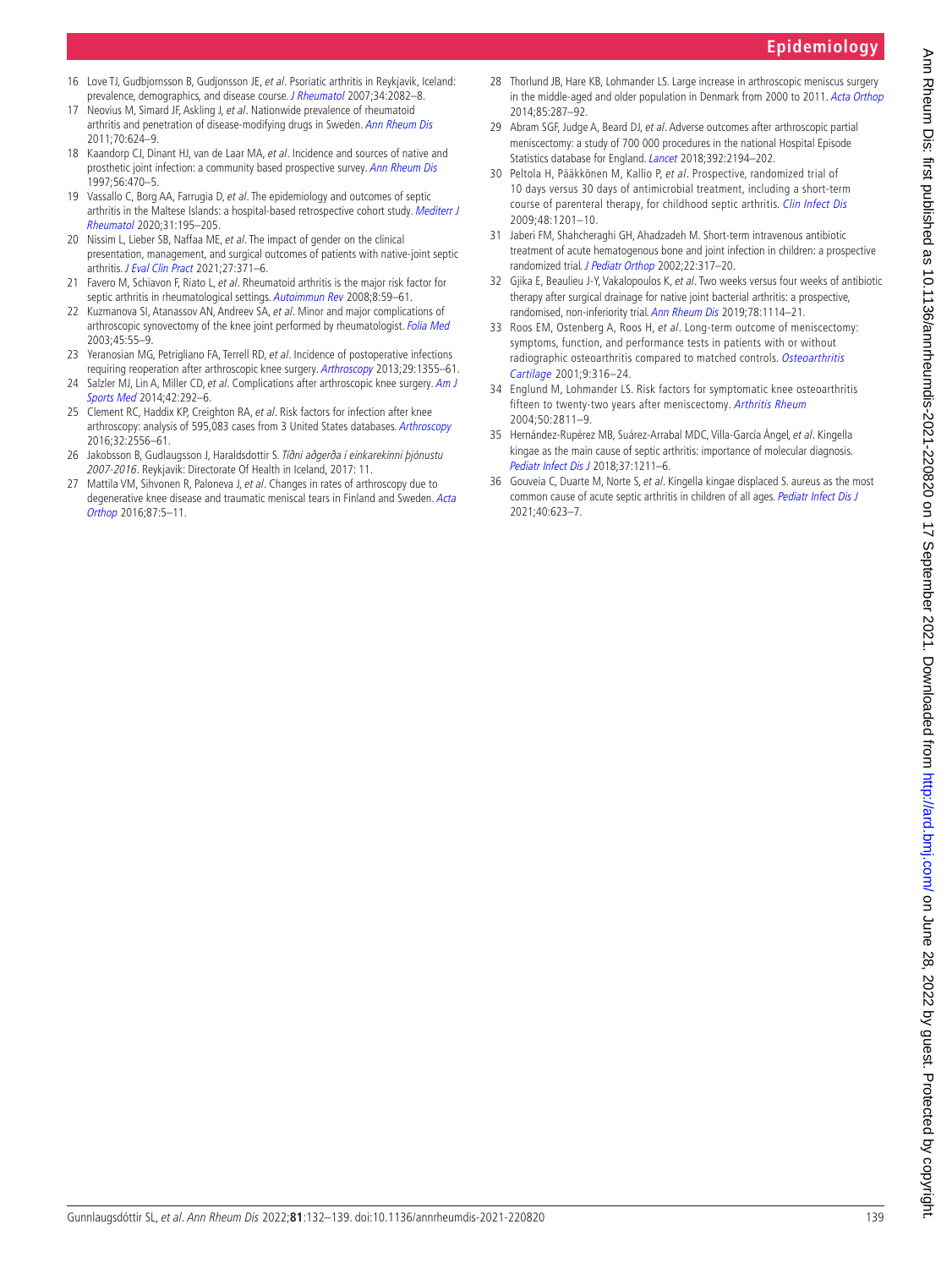16 Love TJ, Gudbjornsson B, Gudjonsson JE, *et al*. Psoriatic arthritis in Reykjavik, Iceland: prevalence, demographics, and disease course. *J Rheumatol* 2007;34:2082–8.

17 Neovius M, Simard JF, Askling J, *et al*. Nationwide prevalence of rheumatoid arthritis and penetration of disease-modifying drugs in Sweden. *Ann Rheum Dis* 2011;70:624–9.

18 Kaandorp CJ, Dinant HJ, van de Laar MA, *et al*. Incidence and sources of native and prosthetic joint infection: a community based prospective survey. *Ann Rheum Dis* 1997;56:470–5.

19 Vassallo C, Borg AA, Farrugia D, *et al*. The epidemiology and outcomes of septic arthritis in the Maltese Islands: a hospital-based retrospective cohort study. *Mediterr J Rheumatol* 2020;31:195–205.

20 Nissim L, Lieber SB, Naffaa ME, *et al*. The impact of gender on the clinical presentation, management, and surgical outcomes of patients with native-joint septic arthritis. *J Eval Clin Pract* 2021;27:371–6.

21 Favero M, Schiavon F, Riato L, *et al*. Rheumatoid arthritis is the major risk factor for septic arthritis in rheumatological settings. *Autoimmun Rev* 2008;8:59–61.

22 Kuzmanova SI, Atanassov AN, Andreev SA, *et al*. Minor and major complications of arthroscopic synovectomy of the knee joint performed by rheumatologist. *Folia Med* 2003;45:55–9.

23 Yeranosian MG, Petrigliano FA, Terrell RD, *et al*. Incidence of postoperative infections requiring reoperation after arthroscopic knee surgery. *Arthroscopy* 2013;29:1355–61.

24 Salzler MJ, Lin A, Miller CD, *et al*. Complications after arthroscopic knee surgery. *Am J Sports Med* 2014;42:292–6.

25 Clement RC, Haddix KP, Creighton RA, *et al*. Risk factors for infection after knee arthroscopy: analysis of 595,083 cases from 3 United States databases. *Arthroscopy* 2016;32:2556–61.

26 Jakobsson B, Gudlaugsson J, Haraldsdottir S. *Tíðni aðgerða í einkarekinni þjónustu 2007-2016*. Reykjavik: Directorate Of Health in Iceland, 2017: 11.

27 Mattila VM, Sihvonen R, Paloneva J, *et al*. Changes in rates of arthroscopy due to degenerative knee disease and traumatic meniscal tears in Finland and Sweden. *Acta Orthop* 2016;87:5–11.

28 Thorlund JB, Hare KB, Lohmander LS. Large increase in arthroscopic meniscus surgery in the middle-aged and older population in Denmark from 2000 to 2011. *Acta Orthop* 2014;85:287–92.

29 Abram SGF, Judge A, Beard DJ, *et al*. Adverse outcomes after arthroscopic partial meniscectomy: a study of 700 000 procedures in the national Hospital Episode Statistics database for England. *Lancet* 2018;392:2194–202.

30 Peltola H, Pääkkönen M, Kallio P, *et al*. Prospective, randomized trial of 10 days versus 30 days of antimicrobial treatment, including a short-term course of parenteral therapy, for childhood septic arthritis. *Clin Infect Dis* 2009;48:1201–10.

31 Jaberi FM, Shahcheraghi GH, Ahadzadeh M. Short-term intravenous antibiotic treatment of acute hematogenous bone and joint infection in children: a prospective randomized trial. *J Pediatr Orthop* 2002;22:317–20.

32 Gjika E, Beaulieu J-Y, Vakalopoulos K, *et al*. Two weeks versus four weeks of antibiotic therapy after surgical drainage for native joint bacterial arthritis: a prospective, randomised, non-inferiority trial. *Ann Rheum Dis* 2019;78:1114–21.

33 Roos EM, Ostenberg A, Roos H, *et al*. Long-term outcome of meniscectomy: symptoms, function, and performance tests in patients with or without radiographic osteoarthritis compared to matched controls. *Osteoarthritis Cartilage* 2001;9:316–24.

34 Englund M, Lohmander LS. Risk factors for symptomatic knee osteoarthritis fifteen to twenty-two years after meniscectomy. *Arthritis Rheum* 2004;50:2811–9.

35 Hernández-Rupérez MB, Suárez-Arrabal MDC, Villa-García Ángel, *et al*. Kingella kingae as the main cause of septic arthritis: importance of molecular diagnosis. *Pediatr Infect Dis J* 2018;37:1211–6.

36 Gouveia C, Duarte M, Norte S, *et al*. Kingella kingae displaced S. aureus as the most common cause of acute septic arthritis in children of all ages. *Pediatr Infect Dis J* 2021;40:623–7.